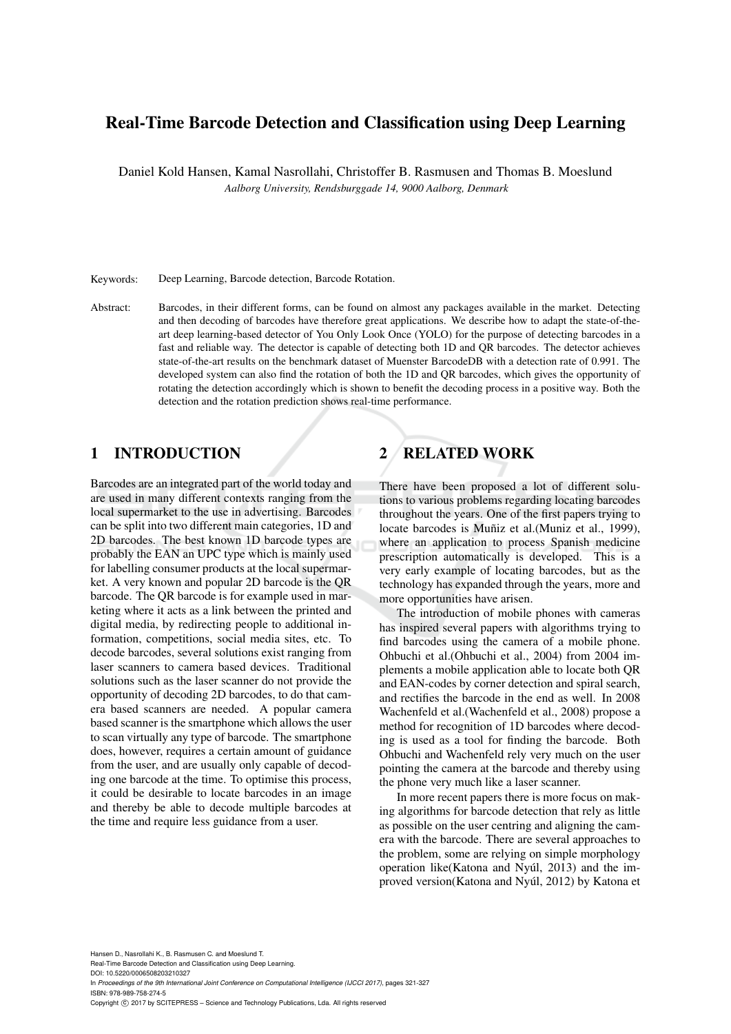# Real-Time Barcode Detection and Classification using Deep Learning

Daniel Kold Hansen, Kamal Nasrollahi, Christoffer B. Rasmusen and Thomas B. Moeslund

*Aalborg University, Rendsburggade 14, 9000 Aalborg, Denmark*

Keywords: Deep Learning, Barcode detection, Barcode Rotation.

Abstract: Barcodes, in their different forms, can be found on almost any packages available in the market. Detecting and then decoding of barcodes have therefore great applications. We describe how to adapt the state-of-the-art deep learning-based detector of You Only Look Once (YOLO) for the purpose of detecting barcodes in a fast and reliable way. The detector is capable of detecting both 1D and QR barcodes. The detector achieves state-of-the-art results on the benchmark dataset of Muenster BarcodeDB with a detection rate of 0.991. The developed system can also find the rotation of both the 1D and QR barcodes, which gives the opportunity of rotating the detection accordingly which is shown to benefit the decoding process in a positive way. Both the detection and the rotation prediction shows real-time performance.

## 1 INTRODUCTION

Barcodes are an integrated part of the world today and are used in many different contexts ranging from the local supermarket to the use in advertising. Barcodes can be split into two different main categories, 1D and 2D barcodes. The best known 1D barcode types are probably the EAN an UPC type which is mainly used for labelling consumer products at the local supermarket. A very known and popular 2D barcode is the QR barcode. The QR barcode is for example used in marketing where it acts as a link between the printed and digital media, by redirecting people to additional information, competitions, social media sites, etc. To decode barcodes, several solutions exist ranging from laser scanners to camera based devices. Traditional solutions such as the laser scanner do not provide the opportunity of decoding 2D barcodes, to do that camera based scanners are needed. A popular camera based scanner is the smartphone which allows the user to scan virtually any type of barcode. The smartphone does, however, requires a certain amount of guidance from the user, and are usually only capable of decoding one barcode at the time. To optimise this process, it could be desirable to locate barcodes in an image and thereby be able to decode multiple barcodes at the time and require less guidance from a user.

## 2 RELATED WORK

There have been proposed a lot of different solutions to various problems regarding locating barcodes throughout the years. One of the first papers trying to locate barcodes is Muñiz et al.(Muniz et al., 1999), where an application to process Spanish medicine prescription automatically is developed. This is a very early example of locating barcodes, but as the technology has expanded through the years, more and more opportunities have arisen.

The introduction of mobile phones with cameras has inspired several papers with algorithms trying to find barcodes using the camera of a mobile phone. Ohbuchi et al.(Ohbuchi et al., 2004) from 2004 implements a mobile application able to locate both QR and EAN-codes by corner detection and spiral search, and rectifies the barcode in the end as well. In 2008 Wachenfeld et al.(Wachenfeld et al., 2008) propose a method for recognition of 1D barcodes where decoding is used as a tool for finding the barcode. Both Ohbuchi and Wachenfeld rely very much on the user pointing the camera at the barcode and thereby using the phone very much like a laser scanner.

In more recent papers there is more focus on making algorithms for barcode detection that rely as little as possible on the user centring and aligning the camera with the barcode. There are several approaches to the problem, some are relying on simple morphology operation like(Katona and Nyúl, 2013) and the improved version(Katona and Nyúl, 2012) by Katona et

Hansen D., Nasrollahi K., B. Rasmusen C. and Moeslund T.
Real-Time Barcode Detection and Classification using Deep Learning.
DOI: 10.5220/0006508203210327
In *Proceedings of the 9th International Joint Conference on Computational Intelligence (IJCCI 2017)*, pages 321-327
ISBN: 978-989-758-274-5
Copyright © 2017 by SCITEPRESS – Science and Technology Publications, Lda. All rights reserved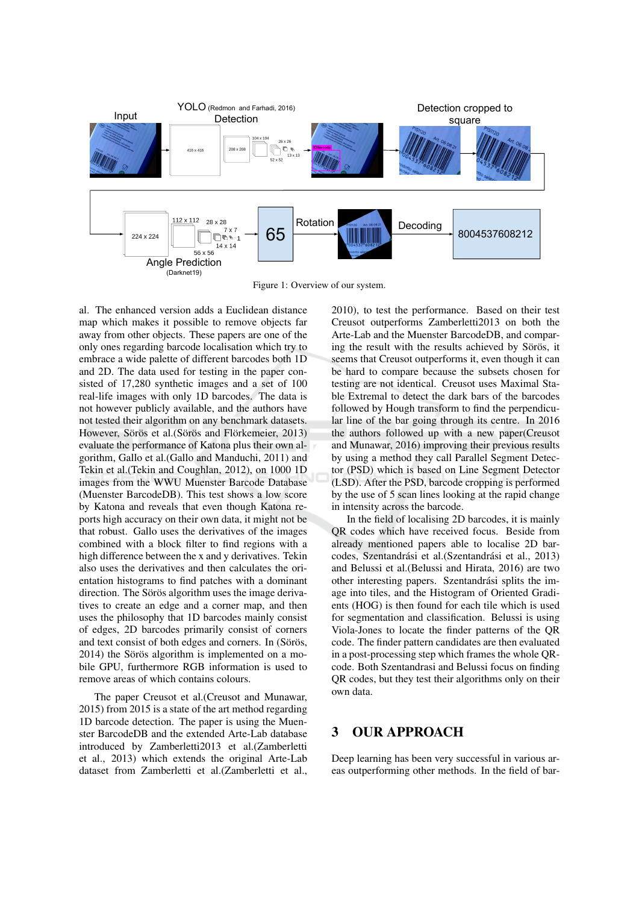Figure 1: Overview of our system.

al. The enhanced version adds a Euclidean distance map which makes it possible to remove objects far away from other objects. These papers are one of the only ones regarding barcode localisation which try to embrace a wide palette of different barcodes both 1D and 2D. The data used for testing in the paper consisted of 17,280 synthetic images and a set of 100 real-life images with only 1D barcodes. The data is not however publicly available, and the authors have not tested their algorithm on any benchmark datasets. However, Sörös et al.(Sörös and Flörkemeier, 2013) evaluate the performance of Katona plus their own algorithm, Gallo et al.(Gallo and Manduchi, 2011) and Tekin et al.(Tekin and Coughlan, 2012), on 1000 1D images from the WWU Muenster Barcode Database (Muenster BarcodeDB). This test shows a low score by Katona and reveals that even though Katona reports high accuracy on their own data, it might not be that robust. Gallo uses the derivatives of the images combined with a block filter to find regions with a high difference between the x and y derivatives. Tekin also uses the derivatives and then calculates the orientation histograms to find patches with a dominant direction. The Sörös algorithm uses the image derivatives to create an edge and a corner map, and then uses the philosophy that 1D barcodes mainly consist of edges, 2D barcodes primarily consist of corners and text consist of both edges and corners. In (Sörös, 2014) the Sörös algorithm is implemented on a mobile GPU, furthermore RGB information is used to remove areas of which contains colours.

The paper Creusot et al.(Creusot and Munawar, 2015) from 2015 is a state of the art method regarding 1D barcode detection. The paper is using the Muenster BarcodeDB and the extended Arte-Lab database introduced by Zamberletti2013 et al.(Zamberletti et al., 2013) which extends the original Arte-Lab dataset from Zamberletti et al.(Zamberletti et al., 2010), to test the performance. Based on their test Creusot outperforms Zamberletti2013 on both the Arte-Lab and the Muenster BarcodeDB, and comparing the result with the results achieved by Sörös, it seems that Creusot outperforms it, even though it can be hard to compare because the subsets chosen for testing are not identical. Creusot uses Maximal Stable Extremal to detect the dark bars of the barcodes followed by Hough transform to find the perpendicular line of the bar going through its centre. In 2016 the authors followed up with a new paper(Creusot and Munawar, 2016) improving their previous results by using a method they call Parallel Segment Detector (PSD) which is based on Line Segment Detector (LSD). After the PSD, barcode cropping is performed by the use of 5 scan lines looking at the rapid change in intensity across the barcode.

In the field of localising 2D barcodes, it is mainly QR codes which have received focus. Beside from already mentioned papers able to localise 2D barcodes, Szentandrási et al.(Szentandrási et al., 2013) and Belussi et al.(Belussi and Hirata, 2016) are two other interesting papers. Szentandrási splits the image into tiles, and the Histogram of Oriented Gradients (HOG) is then found for each tile which is used for segmentation and classification. Belussi is using Viola-Jones to locate the finder patterns of the QR code. The finder pattern candidates are then evaluated in a post-processing step which frames the whole QR-code. Both Szentandrasi and Belussi focus on finding QR codes, but they test their algorithms only on their own data.

## 3 OUR APPROACH

Deep learning has been very successful in various areas outperforming other methods. In the field of bar-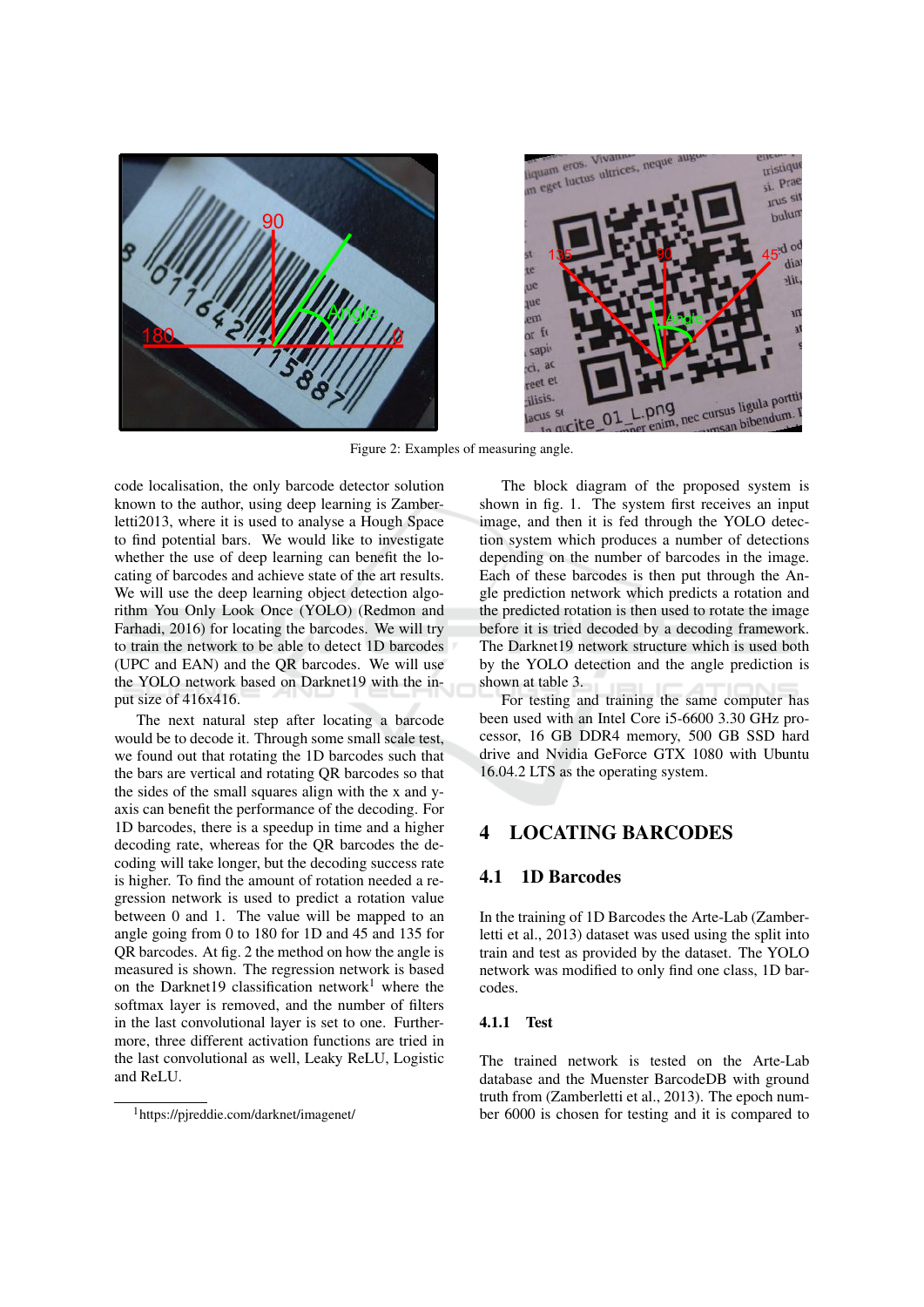Figure 2: Examples of measuring angle.

code localisation, the only barcode detector solution known to the author, using deep learning is Zamberletti2013, where it is used to analyse a Hough Space to find potential bars. We would like to investigate whether the use of deep learning can benefit the locating of barcodes and achieve state of the art results. We will use the deep learning object detection algorithm You Only Look Once (YOLO) (Redmon and Farhadi, 2016) for locating the barcodes. We will try to train the network to be able to detect 1D barcodes (UPC and EAN) and the QR barcodes. We will use the YOLO network based on Darknet19 with the input size of 416x416.

The next natural step after locating a barcode would be to decode it. Through some small scale test, we found out that rotating the 1D barcodes such that the bars are vertical and rotating QR barcodes so that the sides of the small squares align with the x and y-axis can benefit the performance of the decoding. For 1D barcodes, there is a speedup in time and a higher decoding rate, whereas for the QR barcodes the decoding will take longer, but the decoding success rate is higher. To find the amount of rotation needed a regression network is used to predict a rotation value between 0 and 1. The value will be mapped to an angle going from 0 to 180 for 1D and 45 and 135 for QR barcodes. At fig. 2 the method on how the angle is measured is shown. The regression network is based on the Darknet19 classification network[1] where the softmax layer is removed, and the number of filters in the last convolutional layer is set to one. Furthermore, three different activation functions are tried in the last convolutional as well, Leaky ReLU, Logistic and ReLU.

[1] https://pjreddie.com/darknet/imagenet/

The block diagram of the proposed system is shown in fig. 1. The system first receives an input image, and then it is fed through the YOLO detection system which produces a number of detections depending on the number of barcodes in the image. Each of these barcodes is then put through the Angle prediction network which predicts a rotation and the predicted rotation is then used to rotate the image before it is tried decoded by a decoding framework. The Darknet19 network structure which is used both by the YOLO detection and the angle prediction is shown at table 3.

For testing and training the same computer has been used with an Intel Core i5-6600 3.30 GHz processor, 16 GB DDR4 memory, 500 GB SSD hard drive and Nvidia GeForce GTX 1080 with Ubuntu 16.04.2 LTS as the operating system.

# 4 LOCATING BARCODES

## 4.1 1D Barcodes

In the training of 1D Barcodes the Arte-Lab (Zamberletti et al., 2013) dataset was used using the split into train and test as provided by the dataset. The YOLO network was modified to only find one class, 1D barcodes.

### 4.1.1 Test

The trained network is tested on the Arte-Lab database and the Muenster BarcodeDB with ground truth from (Zamberletti et al., 2013). The epoch number 6000 is chosen for testing and it is compared to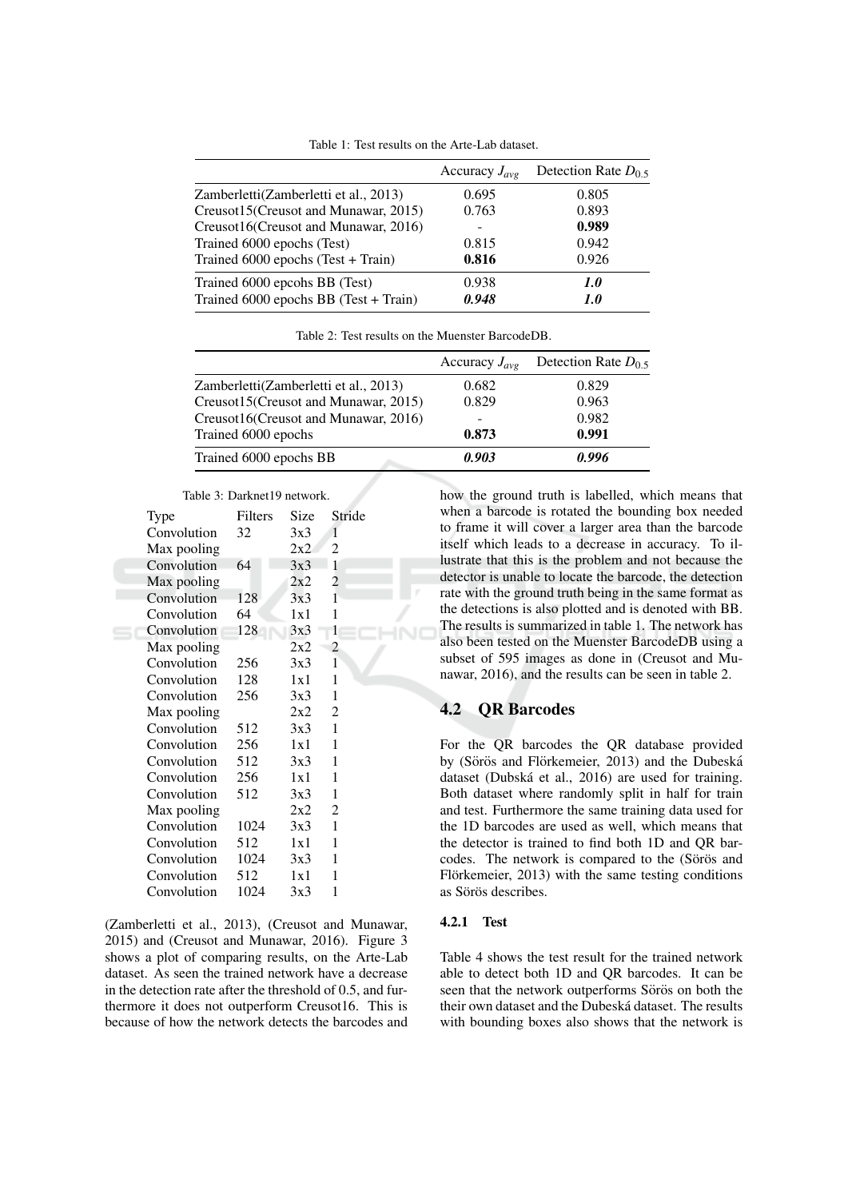Table 1: Test results on the Arte-Lab dataset.

| | Accuracy $J_{avg}$ | Detection Rate $D_{0.5}$ |
|---|---|---|
| Zamberletti(Zamberletti et al., 2013) | 0.695 | 0.805 |
| Creusot15(Creusot and Munawar, 2015) | 0.763 | 0.893 |
| Creusot16(Creusot and Munawar, 2016) | - | **0.989** |
| Trained 6000 epochs (Test) | 0.815 | 0.942 |
| Trained 6000 epochs (Test + Train) | **0.816** | 0.926 |
| Trained 6000 epcohs BB (Test) | 0.938 | ***1.0*** |
| Trained 6000 epochs BB (Test + Train) | ***0.948*** | ***1.0*** |

Table 2: Test results on the Muenster BarcodeDB.

| | Accuracy $J_{avg}$ | Detection Rate $D_{0.5}$ |
|---|---|---|
| Zamberletti(Zamberletti et al., 2013) | 0.682 | 0.829 |
| Creusot15(Creusot and Munawar, 2015) | 0.829 | 0.963 |
| Creusot16(Creusot and Munawar, 2016) | - | 0.982 |
| Trained 6000 epochs | **0.873** | **0.991** |
| Trained 6000 epochs BB | ***0.903*** | ***0.996*** |

Table 3: Darknet19 network.

| Type | Filters | Size | Stride |
|---|---|---|---|
| Convolution | 32 | 3x3 | 1 |
| Max pooling | | 2x2 | 2 |
| Convolution | 64 | 3x3 | 1 |
| Max pooling | | 2x2 | 2 |
| Convolution | 128 | 3x3 | 1 |
| Convolution | 64 | 1x1 | 1 |
| Convolution | 128 | 3x3 | 1 |
| Max pooling | | 2x2 | 2 |
| Convolution | 256 | 3x3 | 1 |
| Convolution | 128 | 1x1 | 1 |
| Convolution | 256 | 3x3 | 1 |
| Max pooling | | 2x2 | 2 |
| Convolution | 512 | 3x3 | 1 |
| Convolution | 256 | 1x1 | 1 |
| Convolution | 512 | 3x3 | 1 |
| Convolution | 256 | 1x1 | 1 |
| Convolution | 512 | 3x3 | 1 |
| Max pooling | | 2x2 | 2 |
| Convolution | 1024 | 3x3 | 1 |
| Convolution | 512 | 1x1 | 1 |
| Convolution | 1024 | 3x3 | 1 |
| Convolution | 512 | 1x1 | 1 |
| Convolution | 1024 | 3x3 | 1 |

(Zamberletti et al., 2013), (Creusot and Munawar, 2015) and (Creusot and Munawar, 2016). Figure 3 shows a plot of comparing results, on the Arte-Lab dataset. As seen the trained network have a decrease in the detection rate after the threshold of 0.5, and furthermore it does not outperform Creusot16. This is because of how the network detects the barcodes and how the ground truth is labelled, which means that when a barcode is rotated the bounding box needed to frame it will cover a larger area than the barcode itself which leads to a decrease in accuracy. To illustrate that this is the problem and not because the detector is unable to locate the barcode, the detection rate with the ground truth being in the same format as the detections is also plotted and is denoted with BB. The results is summarized in table 1. The network has also been tested on the Muenster BarcodeDB using a subset of 595 images as done in (Creusot and Munawar, 2016), and the results can be seen in table 2.

## 4.2 QR Barcodes

For the QR barcodes the QR database provided by (Sörös and Flörkemeier, 2013) and the Dubeská dataset (Dubská et al., 2016) are used for training. Both dataset where randomly split in half for train and test. Furthermore the same training data used for the 1D barcodes are used as well, which means that the detector is trained to find both 1D and QR barcodes. The network is compared to the (Sörös and Flörkemeier, 2013) with the same testing conditions as Sörös describes.

### 4.2.1 Test

Table 4 shows the test result for the trained network able to detect both 1D and QR barcodes. It can be seen that the network outperforms Sörös on both the their own dataset and the Dubeská dataset. The results with bounding boxes also shows that the network is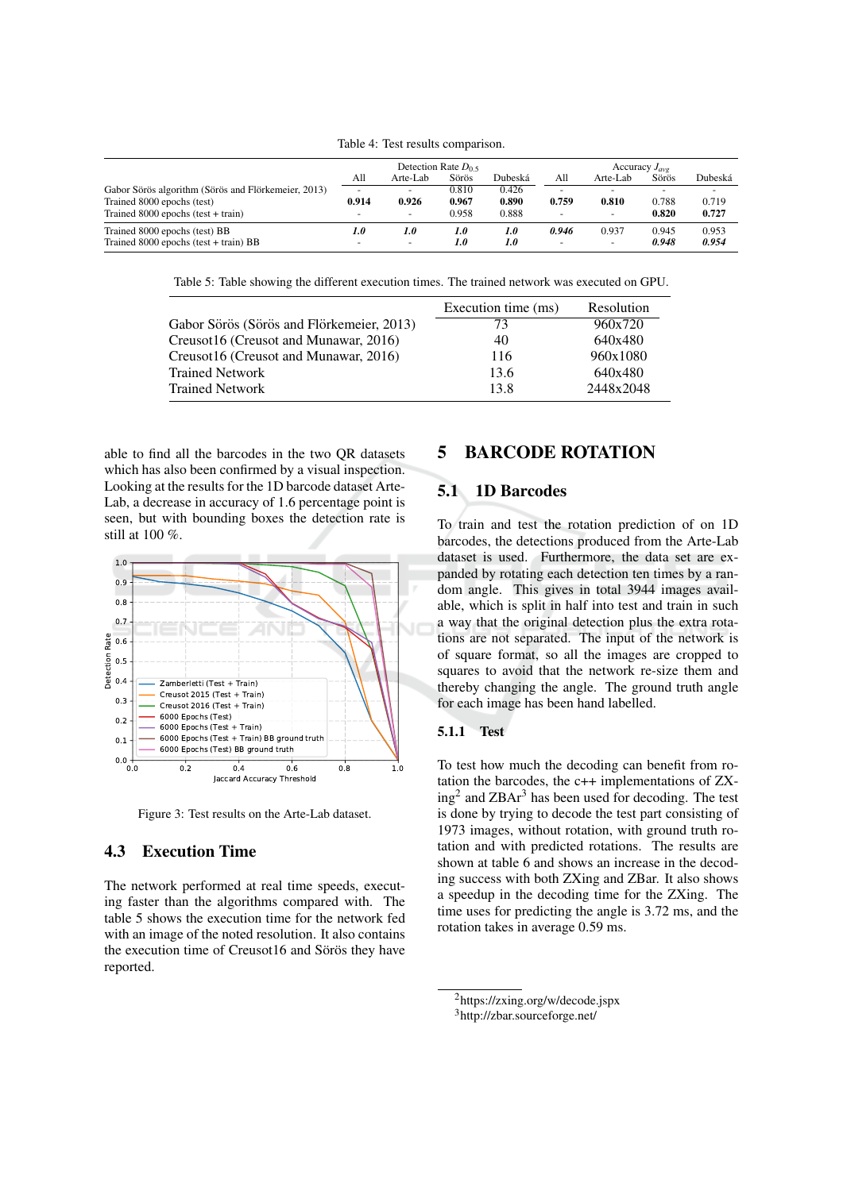Table 4: Test results comparison.

| | Detection Rate $D_{0.5}$ | | | | Accuracy $J_{avg}$ | | | |
|---|---|---|---|---|---|---|---|---|
| | All | Arte-Lab | Sörös | Dubeská | All | Arte-Lab | Sörös | Dubeská |
| Gabor Sörös algorithm (Sörös and Flörkemeier, 2013) | - | - | 0.810 | 0.426 | - | - | - | - |
| Trained 8000 epochs (test) | **0.914** | **0.926** | **0.967** | **0.890** | **0.759** | **0.810** | 0.788 | 0.719 |
| Trained 8000 epochs (test + train) | - | - | 0.958 | 0.888 | - | - | **0.820** | **0.727** |
| Trained 8000 epochs (test) BB | ***1.0*** | ***1.0*** | ***1.0*** | ***1.0*** | ***0.946*** | 0.937 | 0.945 | 0.953 |
| Trained 8000 epochs (test + train) BB | - | - | ***1.0*** | ***1.0*** | - | - | ***0.948*** | ***0.954*** |

Table 5: Table showing the different execution times. The trained network was executed on GPU.

| | Execution time (ms) | Resolution |
|---|---|---|
| Gabor Sörös (Sörös and Flörkemeier, 2013) | 73 | 960x720 |
| Creusot16 (Creusot and Munawar, 2016) | 40 | 640x480 |
| Creusot16 (Creusot and Munawar, 2016) | 116 | 960x1080 |
| Trained Network | 13.6 | 640x480 |
| Trained Network | 13.8 | 2448x2048 |

able to find all the barcodes in the two QR datasets which has also been confirmed by a visual inspection. Looking at the results for the 1D barcode dataset Arte-Lab, a decrease in accuracy of 1.6 percentage point is seen, but with bounding boxes the detection rate is still at 100 %.

Figure 3: Test results on the Arte-Lab dataset.

## 4.3 Execution Time

The network performed at real time speeds, executing faster than the algorithms compared with. The table 5 shows the execution time for the network fed with an image of the noted resolution. It also contains the execution time of Creusot16 and Sörös they have reported.

# 5 BARCODE ROTATION

## 5.1 1D Barcodes

To train and test the rotation prediction of on 1D barcodes, the detections produced from the Arte-Lab dataset is used. Furthermore, the data set are expanded by rotating each detection ten times by a random angle. This gives in total 3944 images available, which is split in half into test and train in such a way that the original detection plus the extra rotations are not separated. The input of the network is of square format, so all the images are cropped to squares to avoid that the network re-size them and thereby changing the angle. The ground truth angle for each image has been hand labelled.

### 5.1.1 Test

To test how much the decoding can benefit from rotation the barcodes, the c++ implementations of ZXing[2] and ZBAr[3] has been used for decoding. The test is done by trying to decode the test part consisting of 1973 images, without rotation, with ground truth rotation and with predicted rotations. The results are shown at table 6 and shows an increase in the decoding success with both ZXing and ZBar. It also shows a speedup in the decoding time for the ZXing. The time uses for predicting the angle is 3.72 ms, and the rotation takes in average 0.59 ms.

[2]https://zxing.org/w/decode.jspx

[3]http://zbar.sourceforge.net/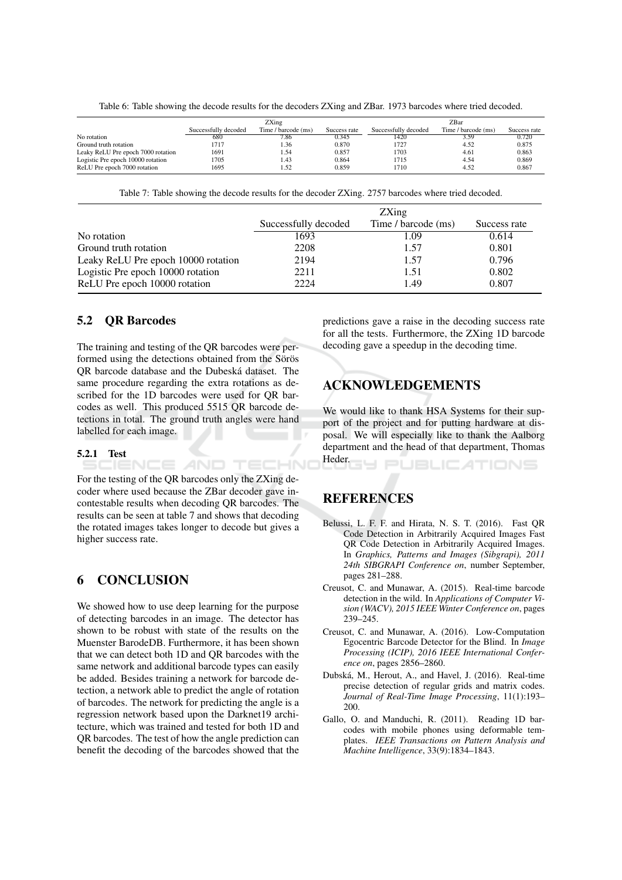Table 6: Table showing the decode results for the decoders ZXing and ZBar. 1973 barcodes where tried decoded.

| | ZXing | | | ZBar | | |
|---|---|---|---|---|---|---|
| | Successfully decoded | Time / barcode (ms) | Success rate | Successfully decoded | Time / barcode (ms) | Success rate |
| No rotation | 680 | 7.86 | 0.345 | 1420 | 3.59 | 0.720 |
| Ground truth rotation | 1717 | 1.36 | 0.870 | 1727 | 4.52 | 0.875 |
| Leaky ReLU Pre epoch 7000 rotation | 1691 | 1.54 | 0.857 | 1703 | 4.61 | 0.863 |
| Logistic Pre epoch 10000 rotation | 1705 | 1.43 | 0.864 | 1715 | 4.54 | 0.869 |
| ReLU Pre epoch 7000 rotation | 1695 | 1.52 | 0.859 | 1710 | 4.52 | 0.867 |

Table 7: Table showing the decode results for the decoder ZXing. 2757 barcodes where tried decoded.

| | ZXing | | |
|---|---|---|---|
| | Successfully decoded | Time / barcode (ms) | Success rate |
| No rotation | 1693 | 1.09 | 0.614 |
| Ground truth rotation | 2208 | 1.57 | 0.801 |
| Leaky ReLU Pre epoch 10000 rotation | 2194 | 1.57 | 0.796 |
| Logistic Pre epoch 10000 rotation | 2211 | 1.51 | 0.802 |
| ReLU Pre epoch 10000 rotation | 2224 | 1.49 | 0.807 |

## 5.2 QR Barcodes

The training and testing of the QR barcodes were performed using the detections obtained from the Sörös QR barcode database and the Dubeská dataset. The same procedure regarding the extra rotations as described for the 1D barcodes were used for QR barcodes as well. This produced 5515 QR barcode detections in total. The ground truth angles were hand labelled for each image.

### 5.2.1 Test

For the testing of the QR barcodes only the ZXing decoder where used because the ZBar decoder gave incontestable results when decoding QR barcodes. The results can be seen at table 7 and shows that decoding the rotated images takes longer to decode but gives a higher success rate.

## 6 CONCLUSION

We showed how to use deep learning for the purpose of detecting barcodes in an image. The detector has shown to be robust with state of the results on the Muenster BarodeDB. Furthermore, it has been shown that we can detect both 1D and QR barcodes with the same network and additional barcode types can easily be added. Besides training a network for barcode detection, a network able to predict the angle of rotation of barcodes. The network for predicting the angle is a regression network based upon the Darknet19 architecture, which was trained and tested for both 1D and QR barcodes. The test of how the angle prediction can benefit the decoding of the barcodes showed that the predictions gave a raise in the decoding success rate for all the tests. Furthermore, the ZXing 1D barcode decoding gave a speedup in the decoding time.

## ACKNOWLEDGEMENTS

We would like to thank HSA Systems for their support of the project and for putting hardware at disposal. We will especially like to thank the Aalborg department and the head of that department, Thomas Heder.

## REFERENCES

Belussi, L. F. F. and Hirata, N. S. T. (2016). Fast QR Code Detection in Arbitrarily Acquired Images Fast QR Code Detection in Arbitrarily Acquired Images. In *Graphics, Patterns and Images (Sibgrapi), 2011 24th SIBGRAPI Conference on*, number September, pages 281–288.

Creusot, C. and Munawar, A. (2015). Real-time barcode detection in the wild. In *Applications of Computer Vision (WACV), 2015 IEEE Winter Conference on*, pages 239–245.

Creusot, C. and Munawar, A. (2016). Low-Computation Egocentric Barcode Detector for the Blind. In *Image Processing (ICIP), 2016 IEEE International Conference on*, pages 2856–2860.

Dubská, M., Herout, A., and Havel, J. (2016). Real-time precise detection of regular grids and matrix codes. *Journal of Real-Time Image Processing*, 11(1):193–200.

Gallo, O. and Manduchi, R. (2011). Reading 1D barcodes with mobile phones using deformable templates. *IEEE Transactions on Pattern Analysis and Machine Intelligence*, 33(9):1834–1843.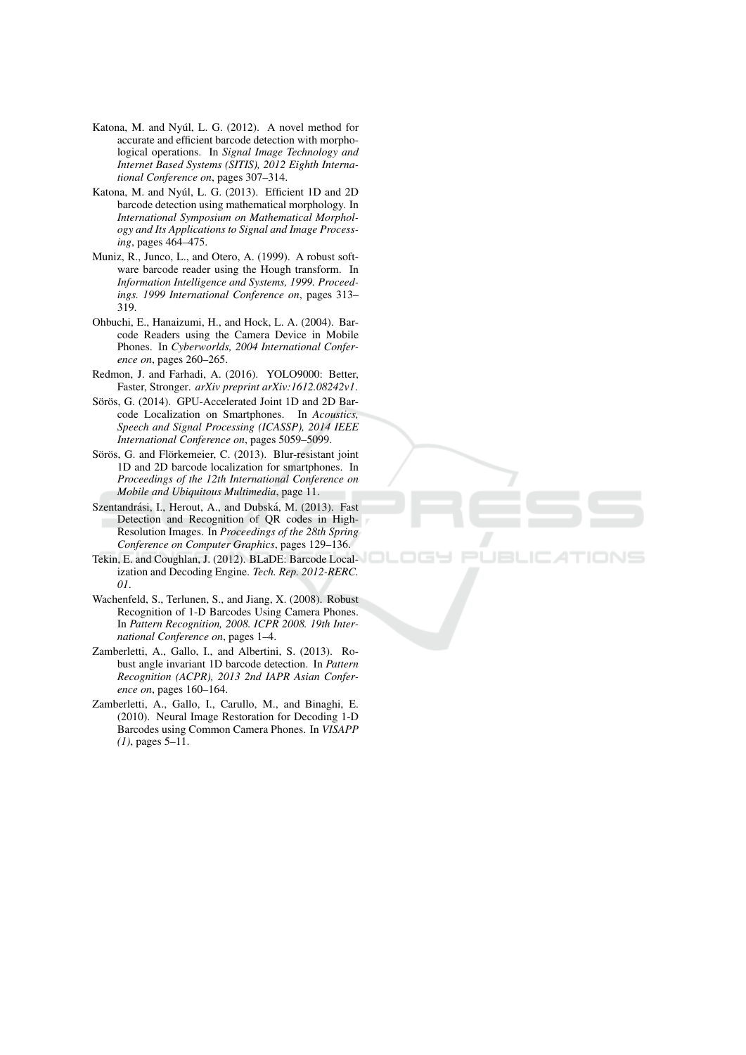Katona, M. and Nyúl, L. G. (2012). A novel method for accurate and efficient barcode detection with morphological operations. In *Signal Image Technology and Internet Based Systems (SITIS), 2012 Eighth International Conference on*, pages 307–314.

Katona, M. and Nyúl, L. G. (2013). Efficient 1D and 2D barcode detection using mathematical morphology. In *International Symposium on Mathematical Morphology and Its Applications to Signal and Image Processing*, pages 464–475.

Muniz, R., Junco, L., and Otero, A. (1999). A robust software barcode reader using the Hough transform. In *Information Intelligence and Systems, 1999. Proceedings. 1999 International Conference on*, pages 313–319.

Ohbuchi, E., Hanaizumi, H., and Hock, L. A. (2004). Barcode Readers using the Camera Device in Mobile Phones. In *Cyberworlds, 2004 International Conference on*, pages 260–265.

Redmon, J. and Farhadi, A. (2016). YOLO9000: Better, Faster, Stronger. *arXiv preprint arXiv:1612.08242v1*.

Sörös, G. (2014). GPU-Accelerated Joint 1D and 2D Barcode Localization on Smartphones. In *Acoustics, Speech and Signal Processing (ICASSP), 2014 IEEE International Conference on*, pages 5059–5099.

Sörös, G. and Flörkemeier, C. (2013). Blur-resistant joint 1D and 2D barcode localization for smartphones. In *Proceedings of the 12th International Conference on Mobile and Ubiquitous Multimedia*, page 11.

Szentandrási, I., Herout, A., and Dubská, M. (2013). Fast Detection and Recognition of QR codes in High-Resolution Images. In *Proceedings of the 28th Spring Conference on Computer Graphics*, pages 129–136.

Tekin, E. and Coughlan, J. (2012). BLaDE: Barcode Localization and Decoding Engine. *Tech. Rep. 2012-RERC. 01*.

Wachenfeld, S., Terlunen, S., and Jiang, X. (2008). Robust Recognition of 1-D Barcodes Using Camera Phones. In *Pattern Recognition, 2008. ICPR 2008. 19th International Conference on*, pages 1–4.

Zamberletti, A., Gallo, I., and Albertini, S. (2013). Robust angle invariant 1D barcode detection. In *Pattern Recognition (ACPR), 2013 2nd IAPR Asian Conference on*, pages 160–164.

Zamberletti, A., Gallo, I., Carullo, M., and Binaghi, E. (2010). Neural Image Restoration for Decoding 1-D Barcodes using Common Camera Phones. In *VISAPP (1)*, pages 5–11.